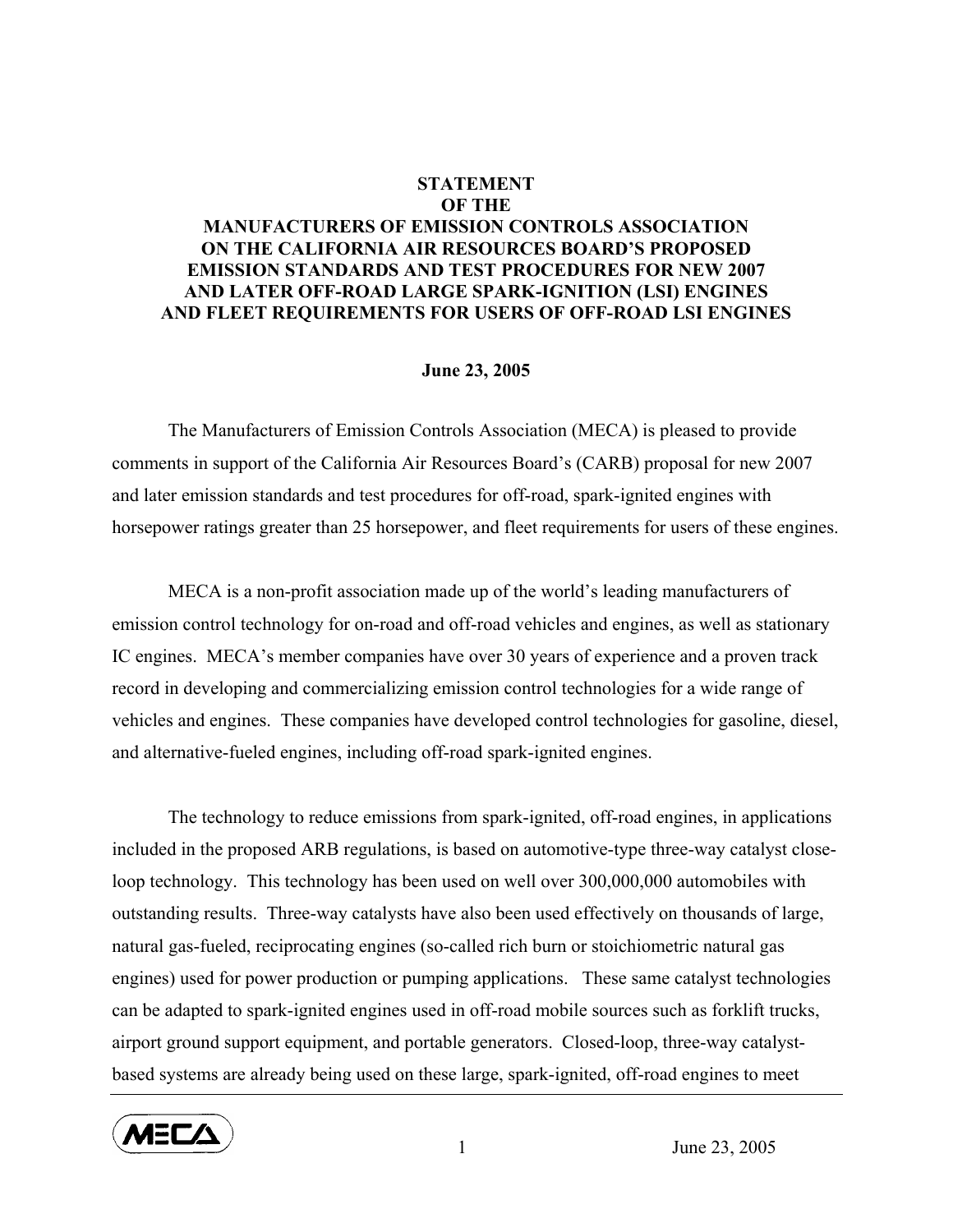# STATEMENT
# OF THE
# MANUFACTURERS OF EMISSION CONTROLS ASSOCIATION
# ON THE CALIFORNIA AIR RESOURCES BOARD'S PROPOSED EMISSION STANDARDS AND TEST PROCEDURES FOR NEW 2007 AND LATER OFF-ROAD LARGE SPARK-IGNITION (LSI) ENGINES AND FLEET REQUIREMENTS FOR USERS OF OFF-ROAD LSI ENGINES

**June 23, 2005**

The Manufacturers of Emission Controls Association (MECA) is pleased to provide comments in support of the California Air Resources Board's (CARB) proposal for new 2007 and later emission standards and test procedures for off-road, spark-ignited engines with horsepower ratings greater than 25 horsepower, and fleet requirements for users of these engines.

MECA is a non-profit association made up of the world's leading manufacturers of emission control technology for on-road and off-road vehicles and engines, as well as stationary IC engines. MECA's member companies have over 30 years of experience and a proven track record in developing and commercializing emission control technologies for a wide range of vehicles and engines. These companies have developed control technologies for gasoline, diesel, and alternative-fueled engines, including off-road spark-ignited engines.

The technology to reduce emissions from spark-ignited, off-road engines, in applications included in the proposed ARB regulations, is based on automotive-type three-way catalyst close-loop technology. This technology has been used on well over 300,000,000 automobiles with outstanding results. Three-way catalysts have also been used effectively on thousands of large, natural gas-fueled, reciprocating engines (so-called rich burn or stoichiometric natural gas engines) used for power production or pumping applications. These same catalyst technologies can be adapted to spark-ignited engines used in off-road mobile sources such as forklift trucks, airport ground support equipment, and portable generators. Closed-loop, three-way catalyst-based systems are already being used on these large, spark-ignited, off-road engines to meet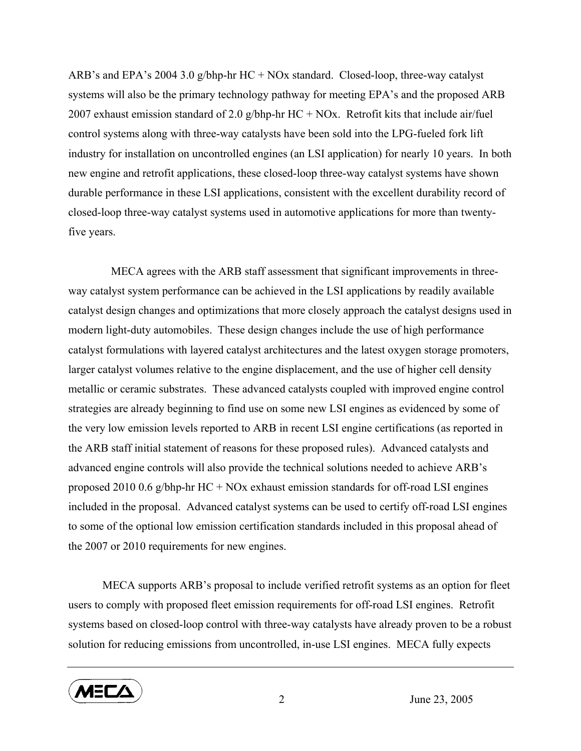ARB's and EPA's 2004 3.0 g/bhp-hr HC + NOx standard. Closed-loop, three-way catalyst systems will also be the primary technology pathway for meeting EPA's and the proposed ARB 2007 exhaust emission standard of 2.0 g/bhp-hr HC + NOx. Retrofit kits that include air/fuel control systems along with three-way catalysts have been sold into the LPG-fueled fork lift industry for installation on uncontrolled engines (an LSI application) for nearly 10 years. In both new engine and retrofit applications, these closed-loop three-way catalyst systems have shown durable performance in these LSI applications, consistent with the excellent durability record of closed-loop three-way catalyst systems used in automotive applications for more than twenty-five years.

MECA agrees with the ARB staff assessment that significant improvements in three-way catalyst system performance can be achieved in the LSI applications by readily available catalyst design changes and optimizations that more closely approach the catalyst designs used in modern light-duty automobiles. These design changes include the use of high performance catalyst formulations with layered catalyst architectures and the latest oxygen storage promoters, larger catalyst volumes relative to the engine displacement, and the use of higher cell density metallic or ceramic substrates. These advanced catalysts coupled with improved engine control strategies are already beginning to find use on some new LSI engines as evidenced by some of the very low emission levels reported to ARB in recent LSI engine certifications (as reported in the ARB staff initial statement of reasons for these proposed rules). Advanced catalysts and advanced engine controls will also provide the technical solutions needed to achieve ARB's proposed 2010 0.6 g/bhp-hr HC + NOx exhaust emission standards for off-road LSI engines included in the proposal. Advanced catalyst systems can be used to certify off-road LSI engines to some of the optional low emission certification standards included in this proposal ahead of the 2007 or 2010 requirements for new engines.

MECA supports ARB's proposal to include verified retrofit systems as an option for fleet users to comply with proposed fleet emission requirements for off-road LSI engines. Retrofit systems based on closed-loop control with three-way catalysts have already proven to be a robust solution for reducing emissions from uncontrolled, in-use LSI engines. MECA fully expects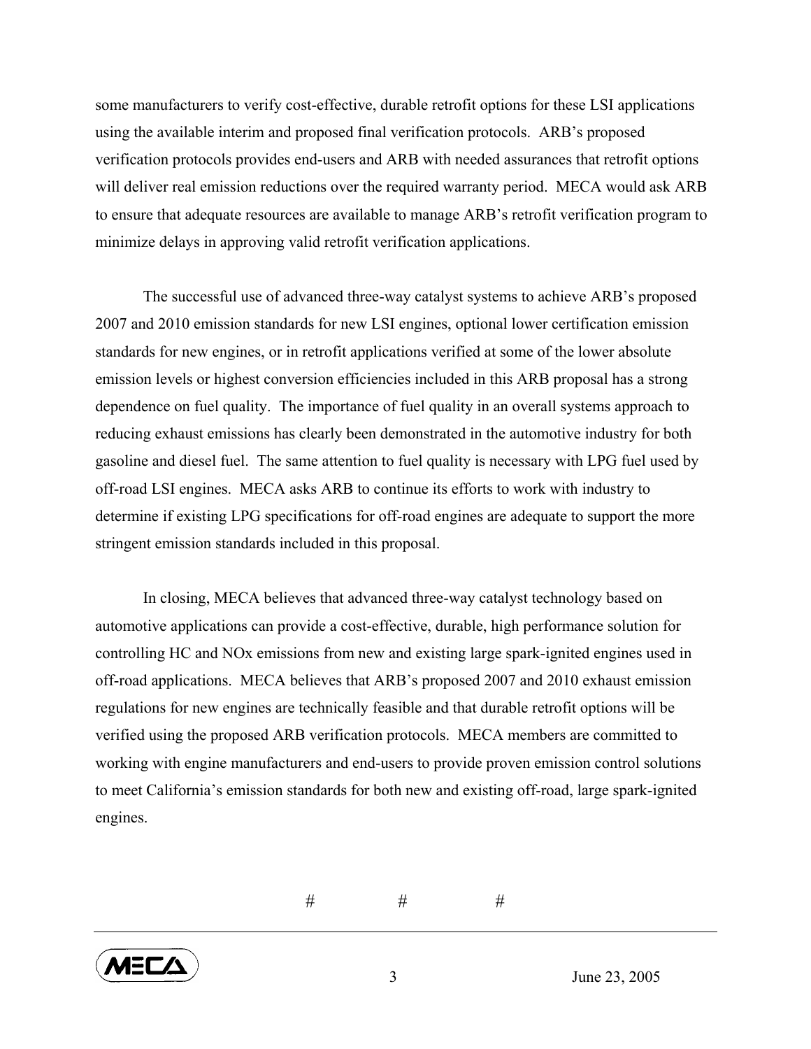some manufacturers to verify cost-effective, durable retrofit options for these LSI applications using the available interim and proposed final verification protocols. ARB's proposed verification protocols provides end-users and ARB with needed assurances that retrofit options will deliver real emission reductions over the required warranty period. MECA would ask ARB to ensure that adequate resources are available to manage ARB's retrofit verification program to minimize delays in approving valid retrofit verification applications.

The successful use of advanced three-way catalyst systems to achieve ARB's proposed 2007 and 2010 emission standards for new LSI engines, optional lower certification emission standards for new engines, or in retrofit applications verified at some of the lower absolute emission levels or highest conversion efficiencies included in this ARB proposal has a strong dependence on fuel quality. The importance of fuel quality in an overall systems approach to reducing exhaust emissions has clearly been demonstrated in the automotive industry for both gasoline and diesel fuel. The same attention to fuel quality is necessary with LPG fuel used by off-road LSI engines. MECA asks ARB to continue its efforts to work with industry to determine if existing LPG specifications for off-road engines are adequate to support the more stringent emission standards included in this proposal.

In closing, MECA believes that advanced three-way catalyst technology based on automotive applications can provide a cost-effective, durable, high performance solution for controlling HC and NOx emissions from new and existing large spark-ignited engines used in off-road applications. MECA believes that ARB's proposed 2007 and 2010 exhaust emission regulations for new engines are technically feasible and that durable retrofit options will be verified using the proposed ARB verification protocols. MECA members are committed to working with engine manufacturers and end-users to provide proven emission control solutions to meet California's emission standards for both new and existing off-road, large spark-ignited engines.

# # #